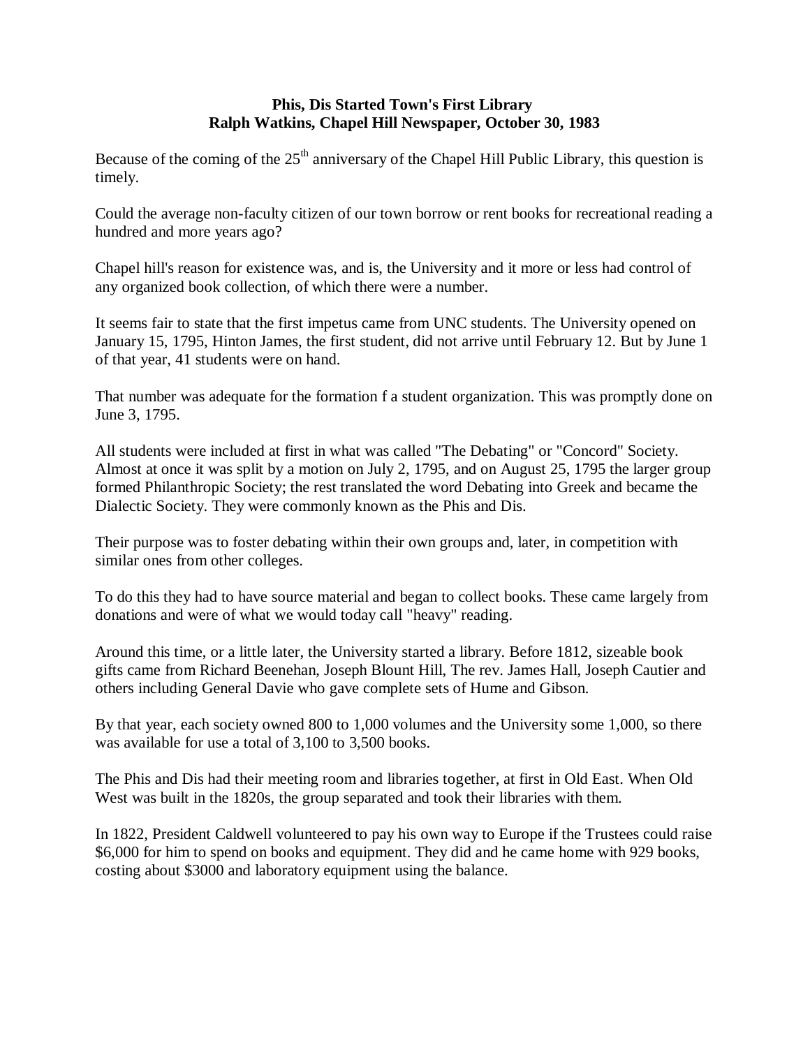**Phis, Dis Started Town's First Library**
**Ralph Watkins, Chapel Hill Newspaper, October 30, 1983**

Because of the coming of the 25th anniversary of the Chapel Hill Public Library, this question is timely.

Could the average non-faculty citizen of our town borrow or rent books for recreational reading a hundred and more years ago?

Chapel hill's reason for existence was, and is, the University and it more or less had control of any organized book collection, of which there were a number.

It seems fair to state that the first impetus came from UNC students. The University opened on January 15, 1795, Hinton James, the first student, did not arrive until February 12. But by June 1 of that year, 41 students were on hand.

That number was adequate for the formation f a student organization. This was promptly done on June 3, 1795.

All students were included at first in what was called "The Debating" or "Concord" Society. Almost at once it was split by a motion on July 2, 1795, and on August 25, 1795 the larger group formed Philanthropic Society; the rest translated the word Debating into Greek and became the Dialectic Society. They were commonly known as the Phis and Dis.

Their purpose was to foster debating within their own groups and, later, in competition with similar ones from other colleges.

To do this they had to have source material and began to collect books. These came largely from donations and were of what we would today call "heavy" reading.

Around this time, or a little later, the University started a library. Before 1812, sizeable book gifts came from Richard Beenehan, Joseph Blount Hill, The rev. James Hall, Joseph Cautier and others including General Davie who gave complete sets of Hume and Gibson.

By that year, each society owned 800 to 1,000 volumes and the University some 1,000, so there was available for use a total of 3,100 to 3,500 books.

The Phis and Dis had their meeting room and libraries together, at first in Old East. When Old West was built in the 1820s, the group separated and took their libraries with them.

In 1822, President Caldwell volunteered to pay his own way to Europe if the Trustees could raise $6,000 for him to spend on books and equipment. They did and he came home with 929 books, costing about $3000 and laboratory equipment using the balance.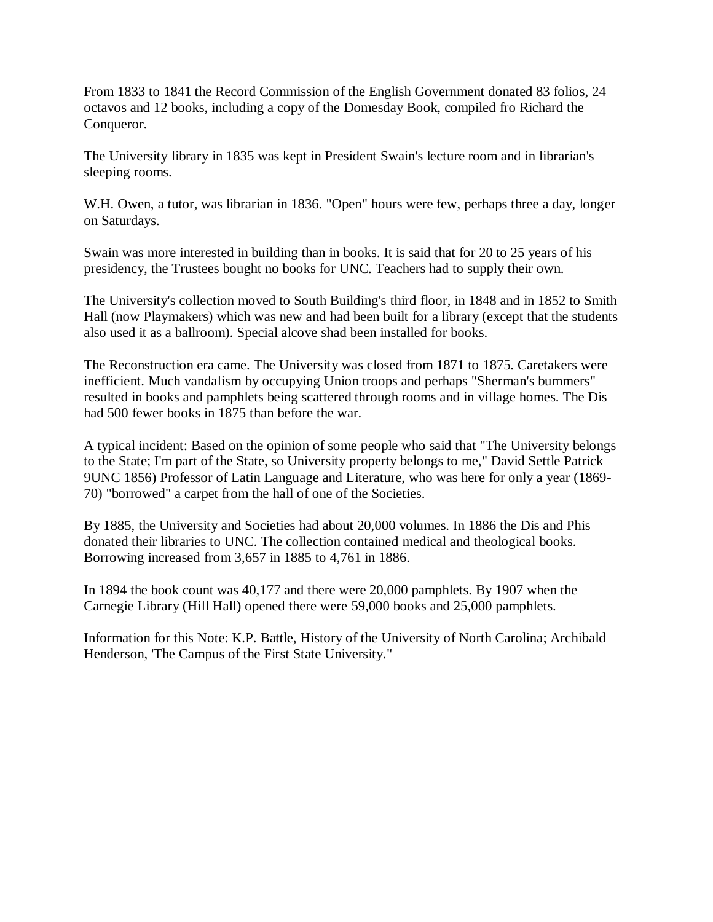From 1833 to 1841 the Record Commission of the English Government donated 83 folios, 24 octavos and 12 books, including a copy of the Domesday Book, compiled fro Richard the Conqueror.

The University library in 1835 was kept in President Swain's lecture room and in librarian's sleeping rooms.

W.H. Owen, a tutor, was librarian in 1836. "Open" hours were few, perhaps three a day, longer on Saturdays.

Swain was more interested in building than in books. It is said that for 20 to 25 years of his presidency, the Trustees bought no books for UNC. Teachers had to supply their own.

The University's collection moved to South Building's third floor, in 1848 and in 1852 to Smith Hall (now Playmakers) which was new and had been built for a library (except that the students also used it as a ballroom). Special alcove shad been installed for books.

The Reconstruction era came. The University was closed from 1871 to 1875. Caretakers were inefficient. Much vandalism by occupying Union troops and perhaps "Sherman's bummers" resulted in books and pamphlets being scattered through rooms and in village homes. The Dis had 500 fewer books in 1875 than before the war.

A typical incident: Based on the opinion of some people who said that "The University belongs to the State; I'm part of the State, so University property belongs to me," David Settle Patrick 9UNC 1856) Professor of Latin Language and Literature, who was here for only a year (1869-70) "borrowed" a carpet from the hall of one of the Societies.

By 1885, the University and Societies had about 20,000 volumes. In 1886 the Dis and Phis donated their libraries to UNC. The collection contained medical and theological books. Borrowing increased from 3,657 in 1885 to 4,761 in 1886.

In 1894 the book count was 40,177 and there were 20,000 pamphlets. By 1907 when the Carnegie Library (Hill Hall) opened there were 59,000 books and 25,000 pamphlets.

Information for this Note: K.P. Battle, History of the University of North Carolina; Archibald Henderson, 'The Campus of the First State University."